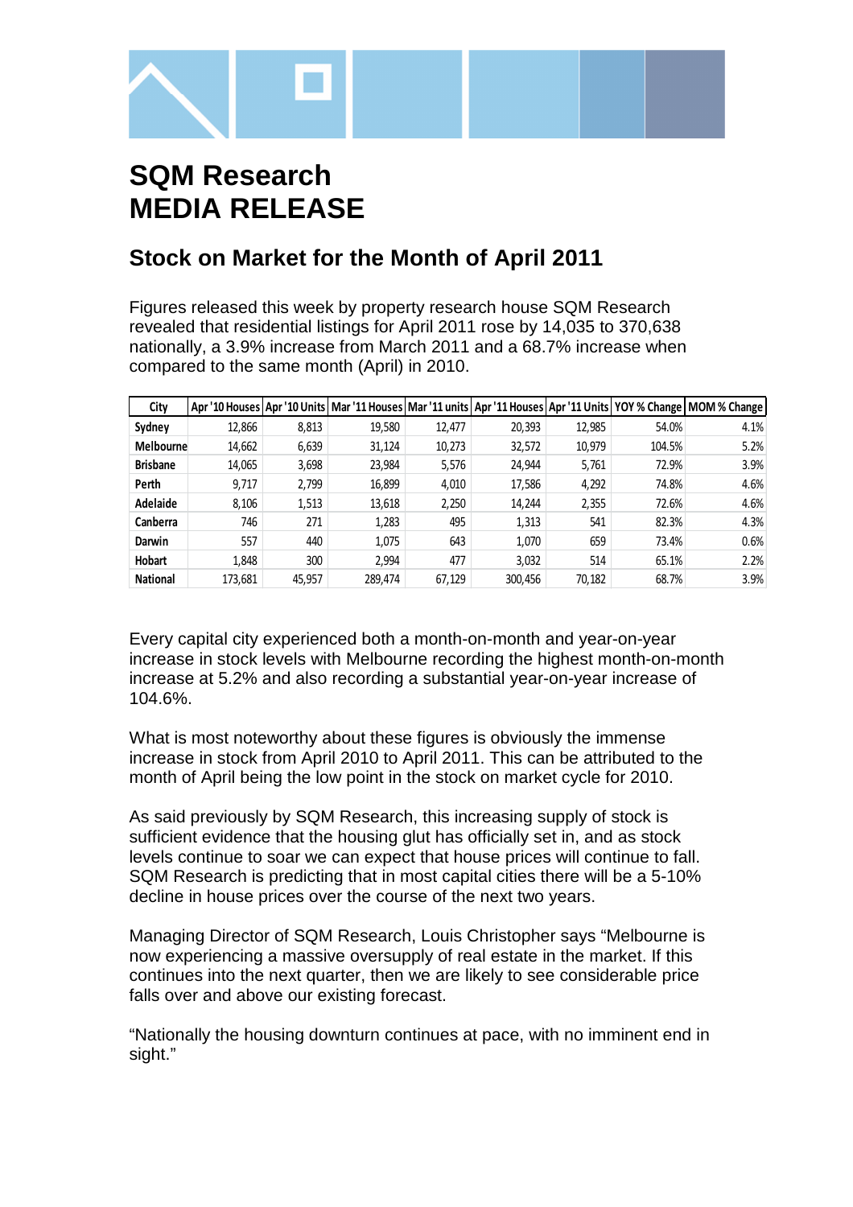# SQM Research
# MEDIA RELEASE

## Stock on Market for the Month of April 2011

Figures released this week by property research house SQM Research revealed that residential listings for April 2011 rose by 14,035 to 370,638 nationally, a 3.9% increase from March 2011 and a 68.7% increase when compared to the same month (April) in 2010.

| City | Apr '10 Houses | Apr '10 Units | Mar '11 Houses | Mar '11 units | Apr '11 Houses | Apr '11 Units | YOY % Change | MOM % Change |
|---|---|---|---|---|---|---|---|---|
| Sydney | 12,866 | 8,813 | 19,580 | 12,477 | 20,393 | 12,985 | 54.0% | 4.1% |
| Melbourne | 14,662 | 6,639 | 31,124 | 10,273 | 32,572 | 10,979 | 104.5% | 5.2% |
| Brisbane | 14,065 | 3,698 | 23,984 | 5,576 | 24,944 | 5,761 | 72.9% | 3.9% |
| Perth | 9,717 | 2,799 | 16,899 | 4,010 | 17,586 | 4,292 | 74.8% | 4.6% |
| Adelaide | 8,106 | 1,513 | 13,618 | 2,250 | 14,244 | 2,355 | 72.6% | 4.6% |
| Canberra | 746 | 271 | 1,283 | 495 | 1,313 | 541 | 82.3% | 4.3% |
| Darwin | 557 | 440 | 1,075 | 643 | 1,070 | 659 | 73.4% | 0.6% |
| Hobart | 1,848 | 300 | 2,994 | 477 | 3,032 | 514 | 65.1% | 2.2% |
| National | 173,681 | 45,957 | 289,474 | 67,129 | 300,456 | 70,182 | 68.7% | 3.9% |

Every capital city experienced both a month-on-month and year-on-year increase in stock levels with Melbourne recording the highest month-on-month increase at 5.2% and also recording a substantial year-on-year increase of 104.6%.

What is most noteworthy about these figures is obviously the immense increase in stock from April 2010 to April 2011. This can be attributed to the month of April being the low point in the stock on market cycle for 2010.

As said previously by SQM Research, this increasing supply of stock is sufficient evidence that the housing glut has officially set in, and as stock levels continue to soar we can expect that house prices will continue to fall. SQM Research is predicting that in most capital cities there will be a 5-10% decline in house prices over the course of the next two years.

Managing Director of SQM Research, Louis Christopher says "Melbourne is now experiencing a massive oversupply of real estate in the market. If this continues into the next quarter, then we are likely to see considerable price falls over and above our existing forecast.

"Nationally the housing downturn continues at pace, with no imminent end in sight."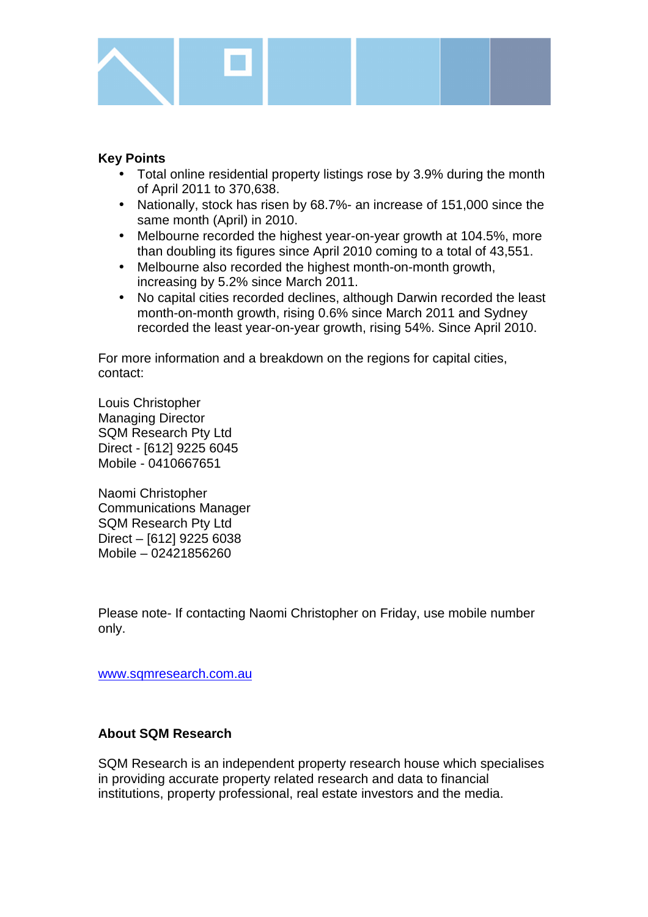**Key Points**

- Total online residential property listings rose by 3.9% during the month of April 2011 to 370,638.
- Nationally, stock has risen by 68.7%- an increase of 151,000 since the same month (April) in 2010.
- Melbourne recorded the highest year-on-year growth at 104.5%, more than doubling its figures since April 2010 coming to a total of 43,551.
- Melbourne also recorded the highest month-on-month growth, increasing by 5.2% since March 2011.
- No capital cities recorded declines, although Darwin recorded the least month-on-month growth, rising 0.6% since March 2011 and Sydney recorded the least year-on-year growth, rising 54%. Since April 2010.

For more information and a breakdown on the regions for capital cities, contact:

Louis Christopher
Managing Director
SQM Research Pty Ltd
Direct - [612] 9225 6045
Mobile - 0410667651

Naomi Christopher
Communications Manager
SQM Research Pty Ltd
Direct – [612] 9225 6038
Mobile – 02421856260

Please note- If contacting Naomi Christopher on Friday, use mobile number only.

www.sqmresearch.com.au

**About SQM Research**

SQM Research is an independent property research house which specialises in providing accurate property related research and data to financial institutions, property professional, real estate investors and the media.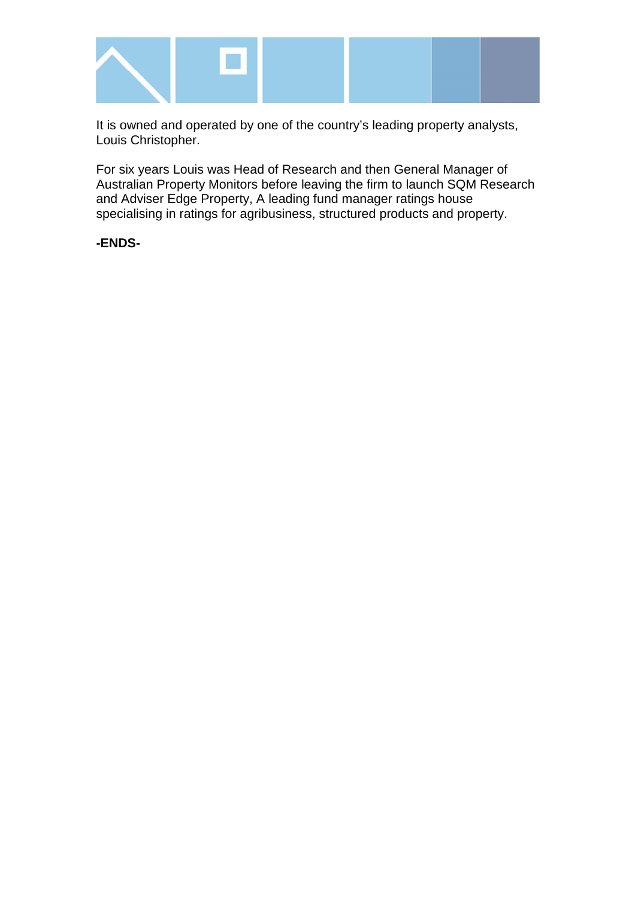It is owned and operated by one of the country's leading property analysts, Louis Christopher.

For six years Louis was Head of Research and then General Manager of Australian Property Monitors before leaving the firm to launch SQM Research and Adviser Edge Property, A leading fund manager ratings house specialising in ratings for agribusiness, structured products and property.

**-ENDS-**